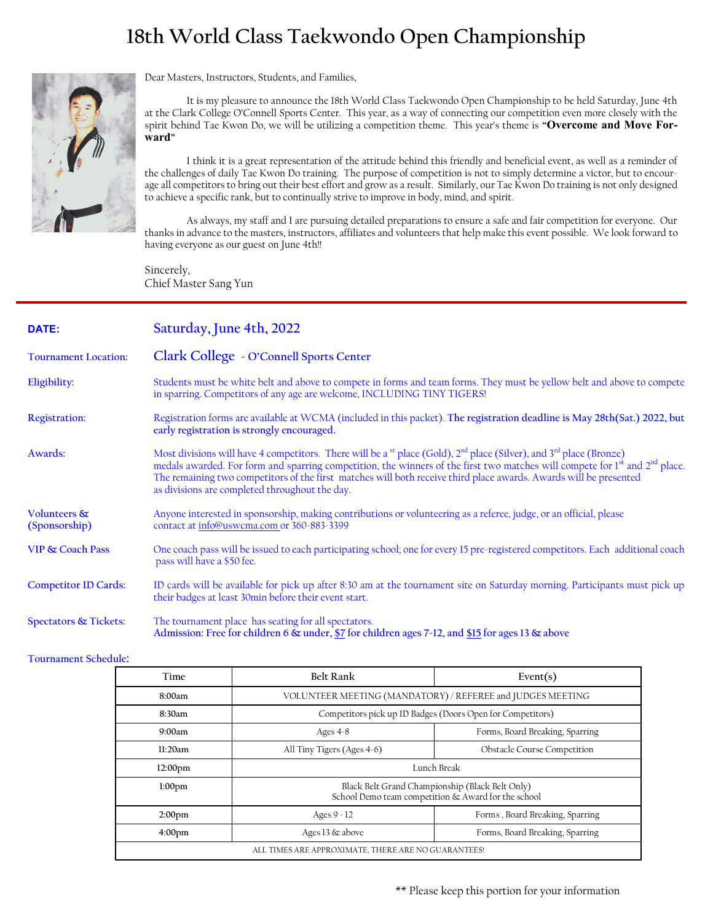# 18th World Class Taekwondo Open Championship

Dear Masters, Instructors, Students, and Families,

It is my pleasure to announce the 18th World Class Taekwondo Open Championship to be held Saturday, June 4th at the Clark College O'Connell Sports Center. This year, as a way of connecting our competition even more closely with the spirit behind Tae Kwon Do, we will be utilizing a competition theme. This year's theme is **"Overcome and Move Forward"**

I think it is a great representation of the attitude behind this friendly and beneficial event, as well as a reminder of the challenges of daily Tae Kwon Do training. The purpose of competition is not to simply determine a victor, but to encourage all competitors to bring out their best effort and grow as a result. Similarly, our Tae Kwon Do training is not only designed to achieve a specific rank, but to continually strive to improve in body, mind, and spirit.

As always, my staff and I are pursuing detailed preparations to ensure a safe and fair competition for everyone. Our thanks in advance to the masters, instructors, affiliates and volunteers that help make this event possible. We look forward to having everyone as our guest on June 4th!!

Sincerely,
Chief Master Sang Yun

---

**DATE:** Saturday, June 4th, 2022

**Tournament Location:** Clark College - O'Connell Sports Center

**Eligibility:** Students must be white belt and above to compete in forms and team forms. They must be yellow belt and above to compete in sparring. Competitors of any age are welcome, INCLUDING TINY TIGERS!

**Registration:** Registration forms are available at WCMA (included in this packet). **The registration deadline is May 28th(Sat.) 2022, but early registration is strongly encouraged.**

**Awards:** Most divisions will have 4 competitors. There will be a st place (Gold), 2nd place (Silver), and 3rd place (Bronze) medals awarded. For form and sparring competition, the winners of the first two matches will compete for 1st and 2nd place. The remaining two competitors of the first matches will both receive third place awards. Awards will be presented as divisions are completed throughout the day.

**Volunteers & (Sponsorship):** Anyone interested in sponsorship, making contributions or volunteering as a referee, judge, or an official, please contact at info@uswcma.com or 360-883-3399

**VIP & Coach Pass:** One coach pass will be issued to each participating school; one for every 15 pre-registered competitors. Each additional coach pass will have a $50 fee.

**Competitor ID Cards:** ID cards will be available for pick up after 8:30 am at the tournament site on Saturday morning. Participants must pick up their badges at least 30min before their event start.

**Spectators & Tickets:** The tournament place has seating for all spectators.
**Admission: Free for children 6 & under, $7 for children ages 7-12, and $15 for ages 13 & above**

**Tournament Schedule:**

| Time | Belt Rank | Event(s) |
|---|---|---|
| 8:00am | VOLUNTEER MEETING (MANDATORY) / REFEREE and JUDGES MEETING | |
| 8:30am | Competitors pick up ID Badges (Doors Open for Competitors) | |
| 9:00am | Ages 4-8 | Forms, Board Breaking, Sparring |
| 11:20am | All Tiny Tigers (Ages 4-6) | Obstacle Course Competition |
| 12:00pm | Lunch Break | |
| 1:00pm | Black Belt Grand Championship (Black Belt Only) School Demo team competition & Award for the school | |
| 2:00pm | Ages 9 - 12 | Forms , Board Breaking, Sparring |
| 4:00pm | Ages 13 & above | Forms, Board Breaking, Sparring |
| ALL TIMES ARE APPROXIMATE, THERE ARE NO GUARANTEES! | | |

\*\* Please keep this portion for your information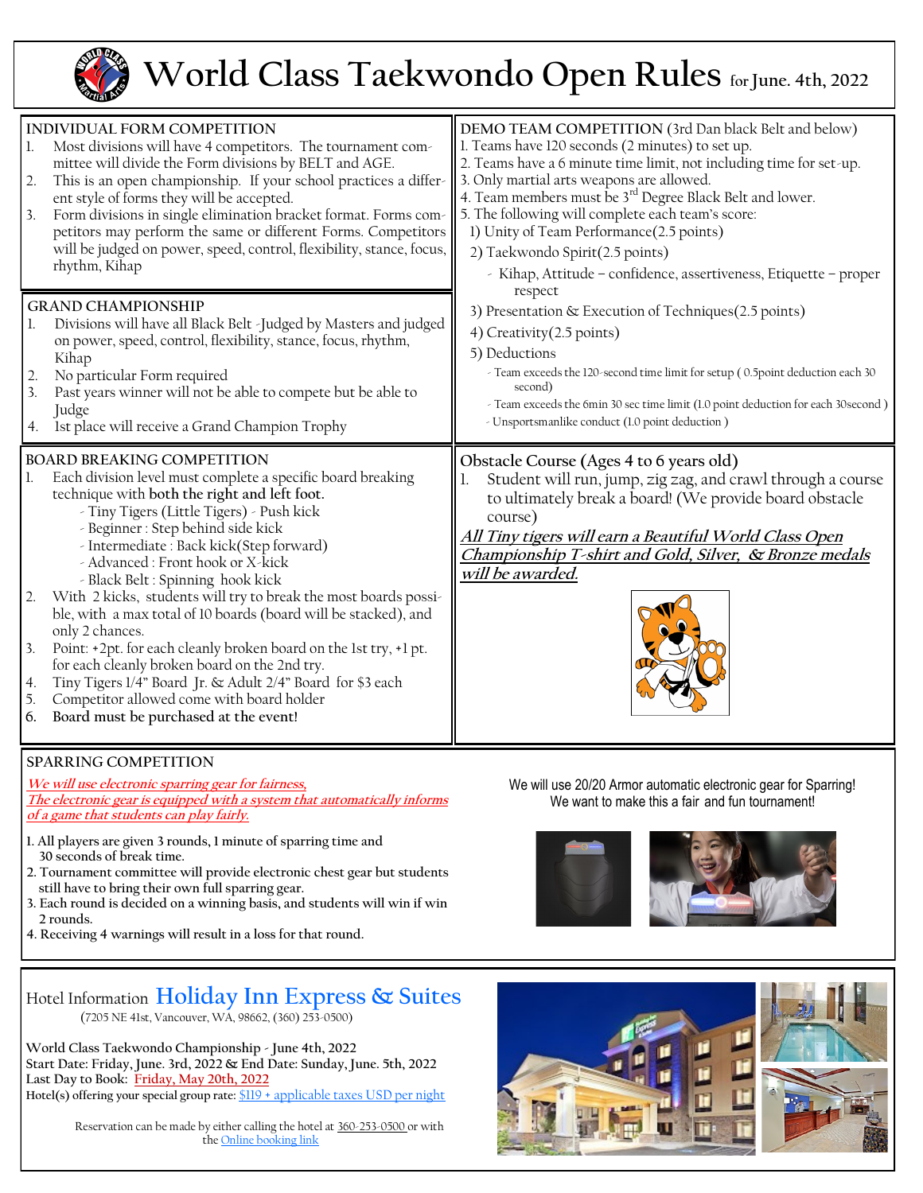# World Class Taekwondo Open Rules for June. 4th, 2022

## INDIVIDUAL FORM COMPETITION

1. Most divisions will have 4 competitors. The tournament committee will divide the Form divisions by BELT and AGE.
2. This is an open championship. If your school practices a different style of forms they will be accepted.
3. Form divisions in single elimination bracket format. Forms competitors may perform the same or different Forms. Competitors will be judged on power, speed, control, flexibility, stance, focus, rhythm, Kihap

## GRAND CHAMPIONSHIP

1. Divisions will have all Black Belt -Judged by Masters and judged on power, speed, control, flexibility, stance, focus, rhythm, Kihap
2. No particular Form required
3. Past years winner will not be able to compete but be able to Judge
4. 1st place will receive a Grand Champion Trophy

## DEMO TEAM COMPETITION (3rd Dan black Belt and below)

1. Teams have 120 seconds (2 minutes) to set up.
2. Teams have a 6 minute time limit, not including time for set-up.
3. Only martial arts weapons are allowed.
4. Team members must be 3rd Degree Black Belt and lower.
5. The following will complete each team's score:
   1) Unity of Team Performance(2.5 points)
   2) Taekwondo Spirit(2.5 points)
      - Kihap, Attitude – confidence, assertiveness, Etiquette – proper respect
   3) Presentation & Execution of Techniques(2.5 points)
   4) Creativity(2.5 points)
   5) Deductions
      - Team exceeds the 120-second time limit for setup ( 0.5point deduction each 30 second)
      - Team exceeds the 6min 30 sec time limit (1.0 point deduction for each 30second )
      - Unsportsmanlike conduct (1.0 point deduction )

## BOARD BREAKING COMPETITION

1. Each division level must complete a specific board breaking technique with **both the right and left foot.**
   - Tiny Tigers (Little Tigers) - Push kick
   - Beginner : Step behind side kick
   - Intermediate : Back kick(Step forward)
   - Advanced : Front hook or X-kick
   - Black Belt : Spinning hook kick
2. With 2 kicks, students will try to break the most boards possible, with a max total of 10 boards (board will be stacked), and only 2 chances.
3. Point: +2pt. for each cleanly broken board on the 1st try, +1 pt. for each cleanly broken board on the 2nd try.
4. Tiny Tigers 1/4" Board Jr. & Adult 2/4" Board for $3 each
5. Competitor allowed come with board holder
6. **Board must be purchased at the event!**

## Obstacle Course (Ages 4 to 6 years old)

1. Student will run, jump, zig zag, and crawl through a course to ultimately break a board! (We provide board obstacle course)

***All Tiny tigers will earn a Beautiful World Class Open Championship T-shirt and Gold, Silver, & Bronze medals will be awarded.***

## SPARRING COMPETITION

***We will use electronic sparring gear for fairness, The electronic gear is equipped with a system that automatically informs of a game that students can play fairly.***

1. All players are given 3 rounds, 1 minute of sparring time and 30 seconds of break time.
2. Tournament committee will provide electronic chest gear but students still have to bring their own full sparring gear.
3. Each round is decided on a winning basis, and students will win if win 2 rounds.
4. Receiving 4 warnings will result in a loss for that round.

We will use 20/20 Armor automatic electronic gear for Sparring! We want to make this a fair and fun tournament!

## Hotel Information Holiday Inn Express & Suites

(7205 NE 41st, Vancouver, WA, 98662, (360) 253-0500)

**World Class Taekwondo Championship - June 4th, 2022**
**Start Date: Friday, June. 3rd, 2022 & End Date: Sunday, June. 5th, 2022**
**Last Day to Book: Friday, May 20th, 2022**
**Hotel(s) offering your special group rate:** $119 + applicable taxes USD per night

Reservation can be made by either calling the hotel at 360-253-0500 or with the Online booking link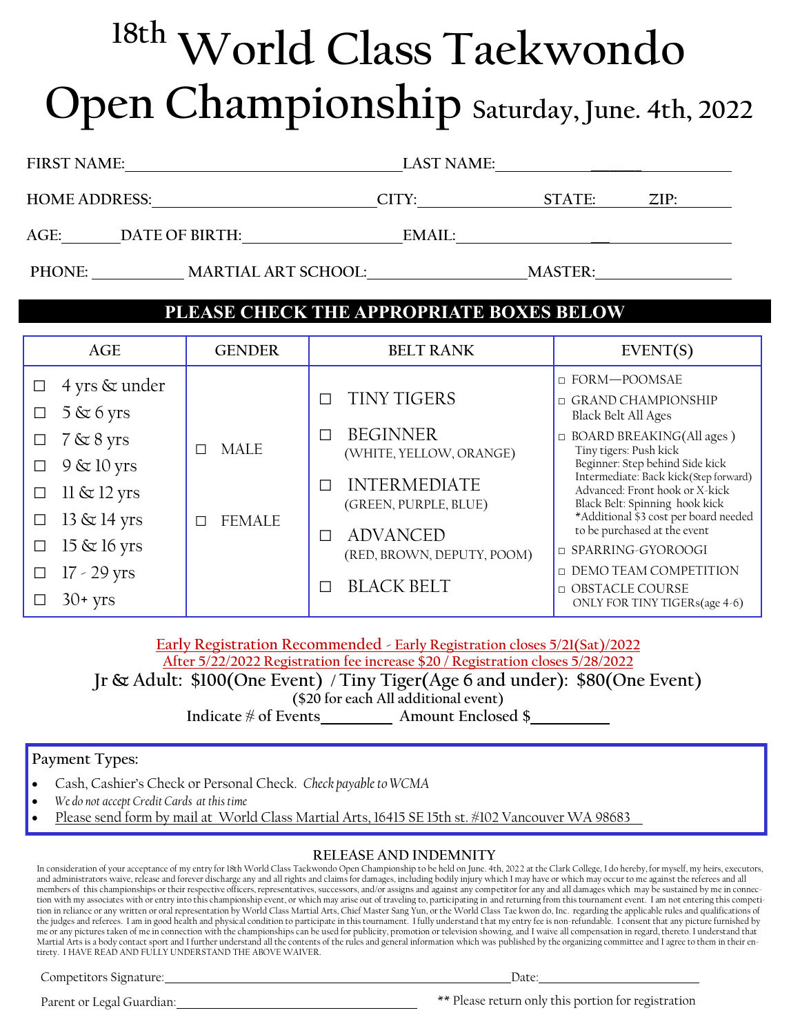# [18th] World Class Taekwondo Open Championship Saturday, June. 4th, 2022

FIRST NAME:______________________ LAST NAME:______________________

HOME ADDRESS:______________________ CITY:____________ STATE:______ ZIP:______

AGE:______ DATE OF BIRTH:______________ EMAIL:______________________

PHONE: ____________ MARTIAL ART SCHOOL:______________ MASTER:______________

**PLEASE CHECK THE APPROPRIATE BOXES BELOW**

| AGE | GENDER | BELT RANK | EVENT(S) |
|---|---|---|---|
| ☐ 4 yrs & under<br>☐ 5 & 6 yrs<br>☐ 7 & 8 yrs<br>☐ 9 & 10 yrs<br>☐ 11 & 12 yrs<br>☐ 13 & 14 yrs<br>☐ 15 & 16 yrs<br>☐ 17 - 29 yrs<br>☐ 30+ yrs | ☐ MALE<br>☐ FEMALE | ☐ TINY TIGERS<br>☐ BEGINNER (WHITE, YELLOW, ORANGE)<br>☐ INTERMEDIATE (GREEN, PURPLE, BLUE)<br>☐ ADVANCED (RED, BROWN, DEPUTY, POOM)<br>☐ BLACK BELT | ☐ FORM—POOMSAE<br>☐ GRAND CHAMPIONSHIP Black Belt All Ages<br>☐ BOARD BREAKING(All ages)<br>Tiny tigers: Push kick<br>Beginner: Step behind Side kick<br>Intermediate: Back kick(Step forward)<br>Advanced: Front hook or X-kick<br>Black Belt: Spinning hook kick<br>*Additional $3 cost per board needed to be purchased at the event<br>☐ SPARRING-GYOROOGI<br>☐ DEMO TEAM COMPETITION<br>☐ OBSTACLE COURSE ONLY FOR TINY TIGERs(age 4-6) |

Early Registration Recommended - Early Registration closes 5/21(Sat)/2022
After 5/22/2022 Registration fee increase $20 / Registration closes 5/28/2022

**Jr & Adult: $100(One Event) / Tiny Tiger(Age 6 and under): $80(One Event)**
**($20 for each All additional event)**
**Indicate # of Events________ Amount Enclosed $________**

**Payment Types:**

- Cash, Cashier's Check or Personal Check. *Check payable to WCMA*
- *We do not accept Credit Cards at this time*
- Please send form by mail at World Class Martial Arts, 16415 SE 15th st. #102 Vancouver WA 98683

## RELEASE AND INDEMNITY

In consideration of your acceptance of my entry for 18th World Class Taekwondo Open Championship to be held on June. 4th, 2022 at the Clark College, I do hereby, for myself, my heirs, executors, and administrators waive, release and forever discharge any and all rights and claims for damages, including bodily injury which I may have or which may occur to me against the referees and all members of this championships or their respective officers, representatives, successors, and/or assigns and against any competitor for any and all damages which may be sustained by me in connection with my associates with or entry into this championship event, or which may arise out of traveling to, participating in and returning from this tournament event. I am not entering this competition in reliance or any written or oral representation by World Class Martial Arts, Chief Master Sang Yun, or the World Class Tae kwon do, Inc. regarding the applicable rules and qualifications of the judges and referees. I am in good health and physical condition to participate in this tournament. I fully understand that my entry fee is non-refundable. I consent that any picture furnished by me or any pictures taken of me in connection with the championships can be used for publicity, promotion or television showing, and I waive all compensation in regard, thereto. I understand that Martial Arts is a body contact sport and I further understand all the contents of the rules and general information which was published by the organizing committee and I agree to them in their entirety. I HAVE READ AND FULLY UNDERSTAND THE ABOVE WAIVER.

Competitors Signature:______________________________ Date:______________

Parent or Legal Guardian:______________________ ** Please return only this portion for registration